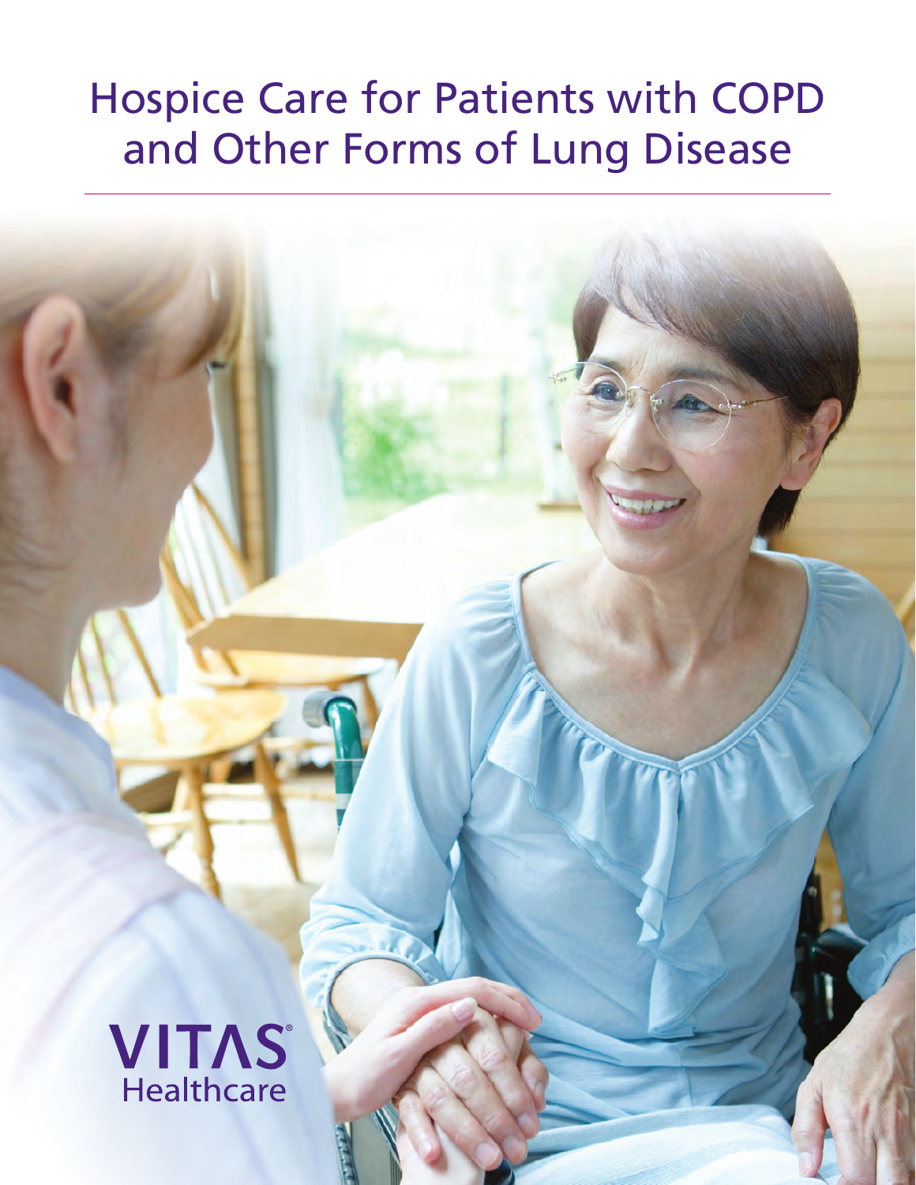# Hospice Care for Patients with COPD and Other Forms of Lung Disease

VITAS® Healthcare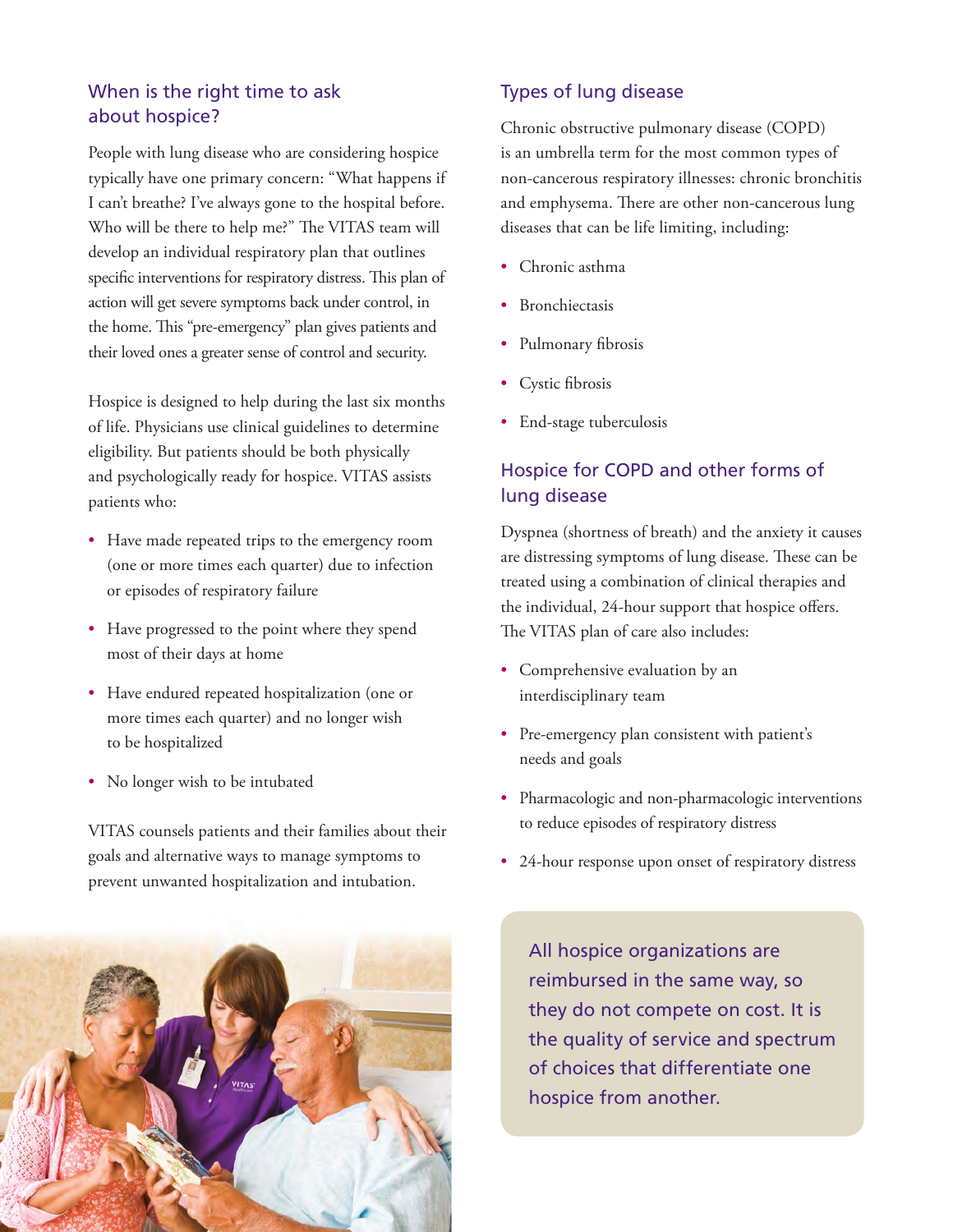## When is the right time to ask about hospice?

People with lung disease who are considering hospice typically have one primary concern: "What happens if I can't breathe? I've always gone to the hospital before. Who will be there to help me?" The VITAS team will develop an individual respiratory plan that outlines specific interventions for respiratory distress. This plan of action will get severe symptoms back under control, in the home. This "pre-emergency" plan gives patients and their loved ones a greater sense of control and security.

Hospice is designed to help during the last six months of life. Physicians use clinical guidelines to determine eligibility. But patients should be both physically and psychologically ready for hospice. VITAS assists patients who:

- Have made repeated trips to the emergency room (one or more times each quarter) due to infection or episodes of respiratory failure
- Have progressed to the point where they spend most of their days at home
- Have endured repeated hospitalization (one or more times each quarter) and no longer wish to be hospitalized
- No longer wish to be intubated

VITAS counsels patients and their families about their goals and alternative ways to manage symptoms to prevent unwanted hospitalization and intubation.

## Types of lung disease

Chronic obstructive pulmonary disease (COPD) is an umbrella term for the most common types of non-cancerous respiratory illnesses: chronic bronchitis and emphysema. There are other non-cancerous lung diseases that can be life limiting, including:

- Chronic asthma
- Bronchiectasis
- Pulmonary fibrosis
- Cystic fibrosis
- End-stage tuberculosis

## Hospice for COPD and other forms of lung disease

Dyspnea (shortness of breath) and the anxiety it causes are distressing symptoms of lung disease. These can be treated using a combination of clinical therapies and the individual, 24-hour support that hospice offers. The VITAS plan of care also includes:

- Comprehensive evaluation by an interdisciplinary team
- Pre-emergency plan consistent with patient's needs and goals
- Pharmacologic and non-pharmacologic interventions to reduce episodes of respiratory distress
- 24-hour response upon onset of respiratory distress

All hospice organizations are reimbursed in the same way, so they do not compete on cost. It is the quality of service and spectrum of choices that differentiate one hospice from another.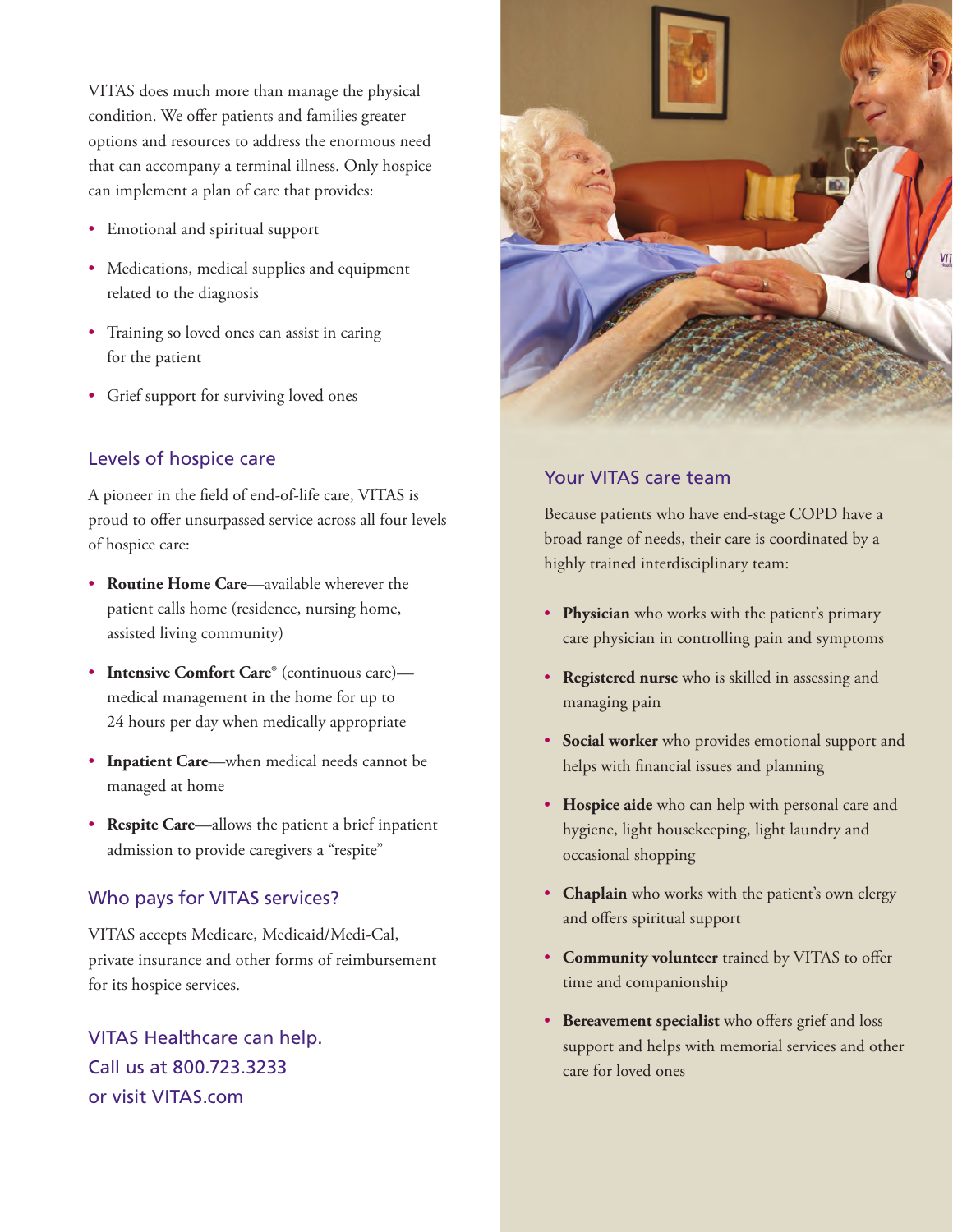VITAS does much more than manage the physical condition. We offer patients and families greater options and resources to address the enormous need that can accompany a terminal illness. Only hospice can implement a plan of care that provides:

- Emotional and spiritual support
- Medications, medical supplies and equipment related to the diagnosis
- Training so loved ones can assist in caring for the patient
- Grief support for surviving loved ones

## Levels of hospice care

A pioneer in the field of end-of-life care, VITAS is proud to offer unsurpassed service across all four levels of hospice care:

- **Routine Home Care**—available wherever the patient calls home (residence, nursing home, assisted living community)
- **Intensive Comfort Care**® (continuous care)—medical management in the home for up to 24 hours per day when medically appropriate
- **Inpatient Care**—when medical needs cannot be managed at home
- **Respite Care**—allows the patient a brief inpatient admission to provide caregivers a "respite"

## Who pays for VITAS services?

VITAS accepts Medicare, Medicaid/Medi-Cal, private insurance and other forms of reimbursement for its hospice services.

VITAS Healthcare can help.
Call us at 800.723.3233
or visit VITAS.com

## Your VITAS care team

Because patients who have end-stage COPD have a broad range of needs, their care is coordinated by a highly trained interdisciplinary team:

- **Physician** who works with the patient's primary care physician in controlling pain and symptoms
- **Registered nurse** who is skilled in assessing and managing pain
- **Social worker** who provides emotional support and helps with financial issues and planning
- **Hospice aide** who can help with personal care and hygiene, light housekeeping, light laundry and occasional shopping
- **Chaplain** who works with the patient's own clergy and offers spiritual support
- **Community volunteer** trained by VITAS to offer time and companionship
- **Bereavement specialist** who offers grief and loss support and helps with memorial services and other care for loved ones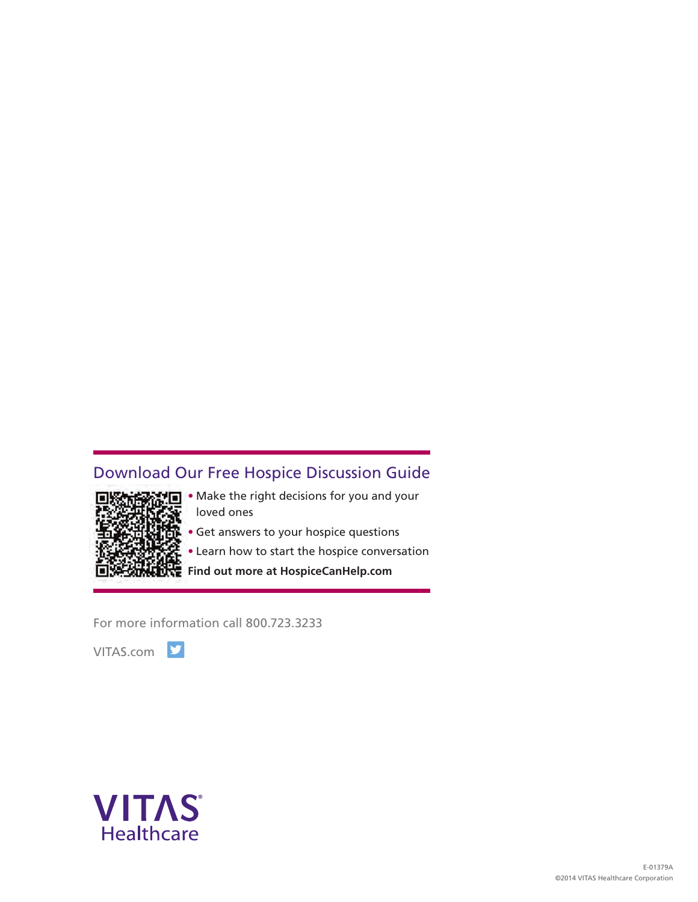## Download Our Free Hospice Discussion Guide

- Make the right decisions for you and your loved ones
- Get answers to your hospice questions
- Learn how to start the hospice conversation

**Find out more at HospiceCanHelp.com**

For more information call 800.723.3233

VITAS.com

VITAS® Healthcare

E-01379A

©2014 VITAS Healthcare Corporation